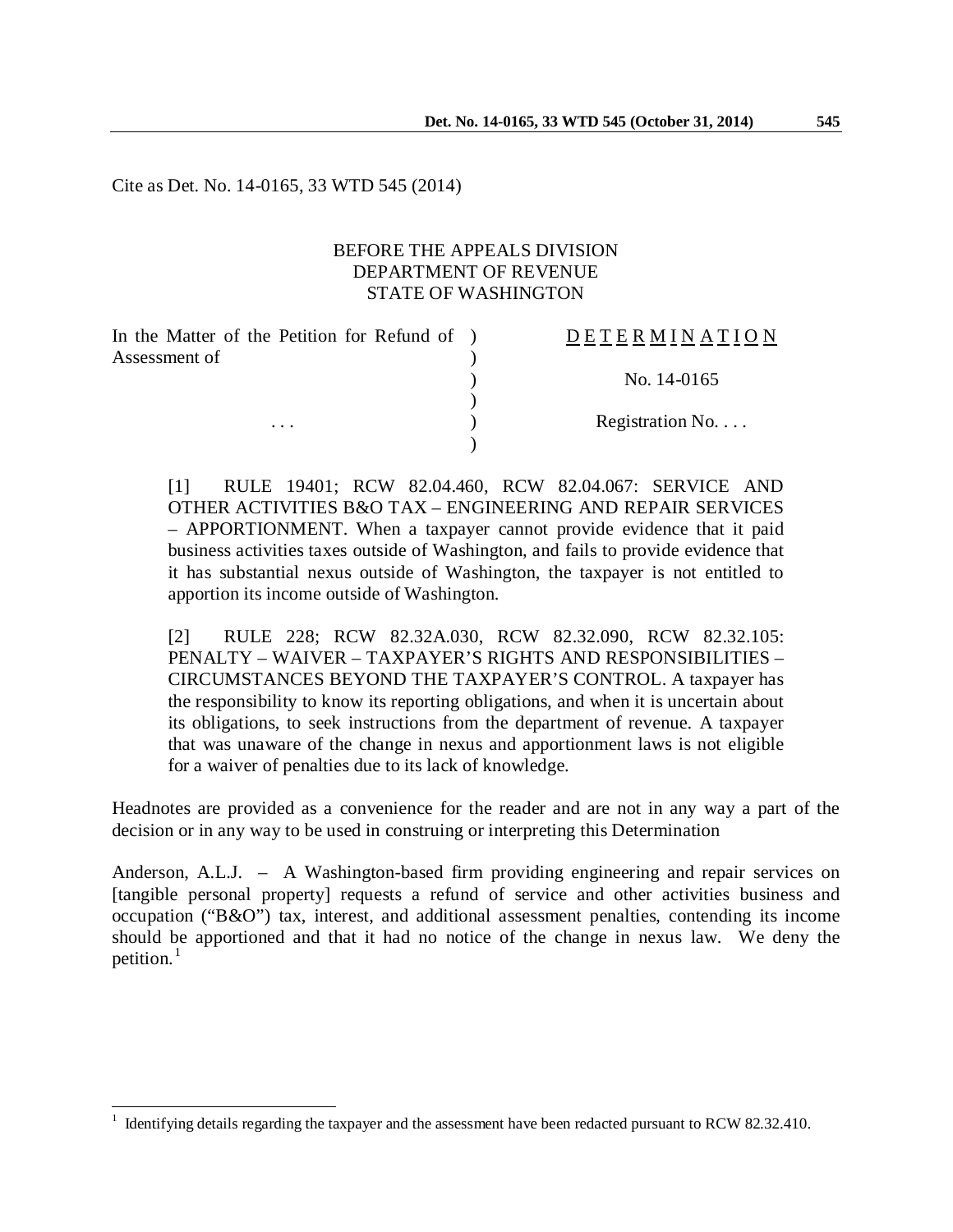Cite as Det. No. 14-0165, 33 WTD 545 (2014)

BEFORE THE APPEALS DIVISION
DEPARTMENT OF REVENUE
STATE OF WASHINGTON

| | | |
|---|---|---|
| In the Matter of the Petition for Refund of Assessment of | ) | D E T E R M I N A T I O N |
| | ) | No. 14-0165 |
| . . . | ) | Registration No. . . . |

[1] RULE 19401; RCW 82.04.460, RCW 82.04.067: SERVICE AND OTHER ACTIVITIES B&O TAX – ENGINEERING AND REPAIR SERVICES – APPORTIONMENT. When a taxpayer cannot provide evidence that it paid business activities taxes outside of Washington, and fails to provide evidence that it has substantial nexus outside of Washington, the taxpayer is not entitled to apportion its income outside of Washington.

[2] RULE 228; RCW 82.32A.030, RCW 82.32.090, RCW 82.32.105: PENALTY – WAIVER – TAXPAYER'S RIGHTS AND RESPONSIBILITIES – CIRCUMSTANCES BEYOND THE TAXPAYER'S CONTROL. A taxpayer has the responsibility to know its reporting obligations, and when it is uncertain about its obligations, to seek instructions from the department of revenue. A taxpayer that was unaware of the change in nexus and apportionment laws is not eligible for a waiver of penalties due to its lack of knowledge.

Headnotes are provided as a convenience for the reader and are not in any way a part of the decision or in any way to be used in construing or interpreting this Determination

Anderson, A.L.J. – A Washington-based firm providing engineering and repair services on [tangible personal property] requests a refund of service and other activities business and occupation ("B&O") tax, interest, and additional assessment penalties, contending its income should be apportioned and that it had no notice of the change in nexus law. We deny the petition.[1]

[1] Identifying details regarding the taxpayer and the assessment have been redacted pursuant to RCW 82.32.410.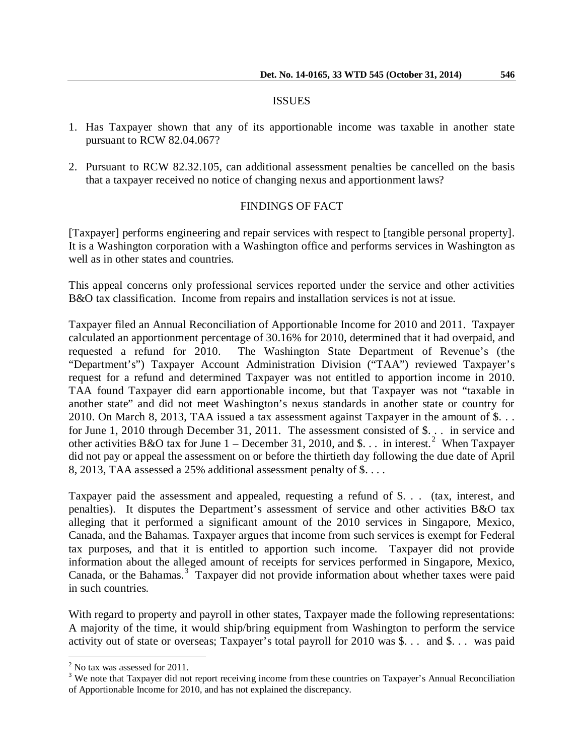## ISSUES

1. Has Taxpayer shown that any of its apportionable income was taxable in another state pursuant to RCW 82.04.067?
2. Pursuant to RCW 82.32.105, can additional assessment penalties be cancelled on the basis that a taxpayer received no notice of changing nexus and apportionment laws?

## FINDINGS OF FACT

[Taxpayer] performs engineering and repair services with respect to [tangible personal property]. It is a Washington corporation with a Washington office and performs services in Washington as well as in other states and countries.

This appeal concerns only professional services reported under the service and other activities B&O tax classification. Income from repairs and installation services is not at issue.

Taxpayer filed an Annual Reconciliation of Apportionable Income for 2010 and 2011. Taxpayer calculated an apportionment percentage of 30.16% for 2010, determined that it had overpaid, and requested a refund for 2010. The Washington State Department of Revenue's (the "Department's") Taxpayer Account Administration Division ("TAA") reviewed Taxpayer's request for a refund and determined Taxpayer was not entitled to apportion income in 2010. TAA found Taxpayer did earn apportionable income, but that Taxpayer was not "taxable in another state" and did not meet Washington's nexus standards in another state or country for 2010. On March 8, 2013, TAA issued a tax assessment against Taxpayer in the amount of $. . . for June 1, 2010 through December 31, 2011. The assessment consisted of $. . . in service and other activities B&O tax for June 1 – December 31, 2010, and $. . . in interest.[2] When Taxpayer did not pay or appeal the assessment on or before the thirtieth day following the due date of April 8, 2013, TAA assessed a 25% additional assessment penalty of $. . . .

Taxpayer paid the assessment and appealed, requesting a refund of $. . . (tax, interest, and penalties). It disputes the Department's assessment of service and other activities B&O tax alleging that it performed a significant amount of the 2010 services in Singapore, Mexico, Canada, and the Bahamas. Taxpayer argues that income from such services is exempt for Federal tax purposes, and that it is entitled to apportion such income. Taxpayer did not provide information about the alleged amount of receipts for services performed in Singapore, Mexico, Canada, or the Bahamas.[3] Taxpayer did not provide information about whether taxes were paid in such countries.

With regard to property and payroll in other states, Taxpayer made the following representations: A majority of the time, it would ship/bring equipment from Washington to perform the service activity out of state or overseas; Taxpayer's total payroll for 2010 was $. . . and $. . . was paid

---

[2] No tax was assessed for 2011.

[3] We note that Taxpayer did not report receiving income from these countries on Taxpayer's Annual Reconciliation of Apportionable Income for 2010, and has not explained the discrepancy.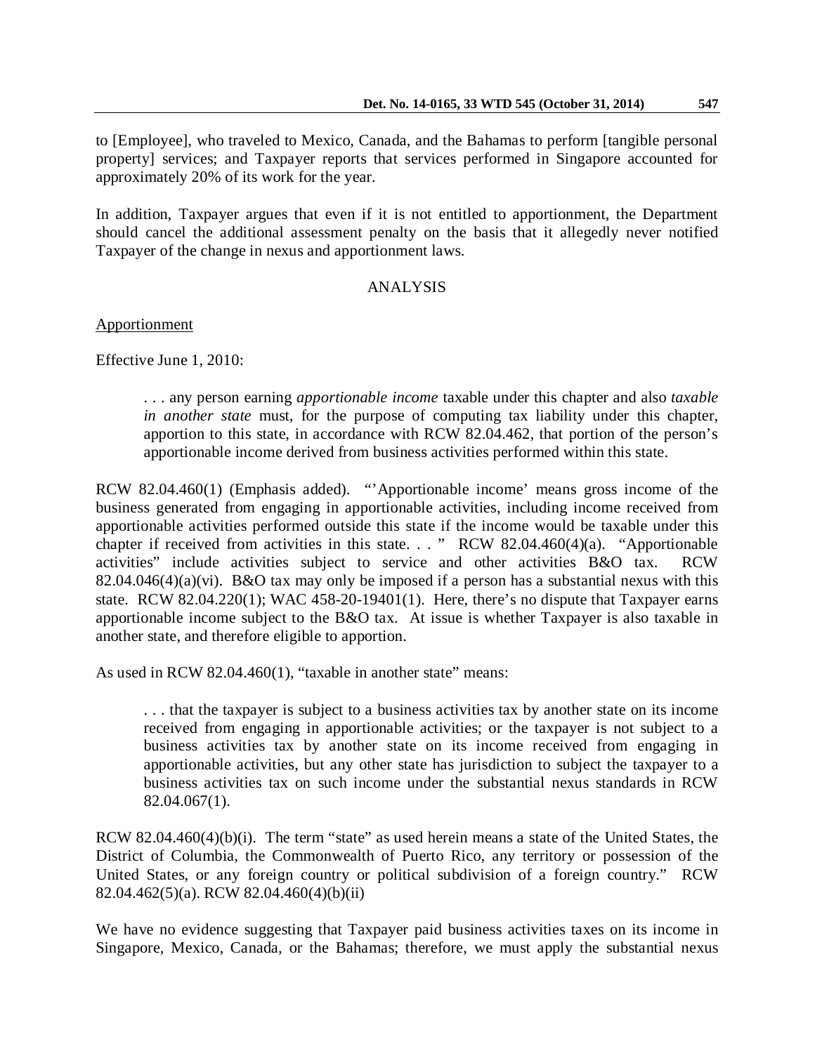to [Employee], who traveled to Mexico, Canada, and the Bahamas to perform [tangible personal property] services; and Taxpayer reports that services performed in Singapore accounted for approximately 20% of its work for the year.

In addition, Taxpayer argues that even if it is not entitled to apportionment, the Department should cancel the additional assessment penalty on the basis that it allegedly never notified Taxpayer of the change in nexus and apportionment laws.

ANALYSIS

Apportionment

Effective June 1, 2010:

> . . . any person earning *apportionable income* taxable under this chapter and also *taxable in another state* must, for the purpose of computing tax liability under this chapter, apportion to this state, in accordance with RCW 82.04.462, that portion of the person's apportionable income derived from business activities performed within this state.

RCW 82.04.460(1) (Emphasis added). "'Apportionable income' means gross income of the business generated from engaging in apportionable activities, including income received from apportionable activities performed outside this state if the income would be taxable under this chapter if received from activities in this state. . . " RCW 82.04.460(4)(a). "Apportionable activities" include activities subject to service and other activities B&O tax. RCW 82.04.046(4)(a)(vi). B&O tax may only be imposed if a person has a substantial nexus with this state. RCW 82.04.220(1); WAC 458-20-19401(1). Here, there's no dispute that Taxpayer earns apportionable income subject to the B&O tax. At issue is whether Taxpayer is also taxable in another state, and therefore eligible to apportion.

As used in RCW 82.04.460(1), "taxable in another state" means:

> . . . that the taxpayer is subject to a business activities tax by another state on its income received from engaging in apportionable activities; or the taxpayer is not subject to a business activities tax by another state on its income received from engaging in apportionable activities, but any other state has jurisdiction to subject the taxpayer to a business activities tax on such income under the substantial nexus standards in RCW 82.04.067(1).

RCW 82.04.460(4)(b)(i). The term "state" as used herein means a state of the United States, the District of Columbia, the Commonwealth of Puerto Rico, any territory or possession of the United States, or any foreign country or political subdivision of a foreign country." RCW 82.04.462(5)(a). RCW 82.04.460(4)(b)(ii)

We have no evidence suggesting that Taxpayer paid business activities taxes on its income in Singapore, Mexico, Canada, or the Bahamas; therefore, we must apply the substantial nexus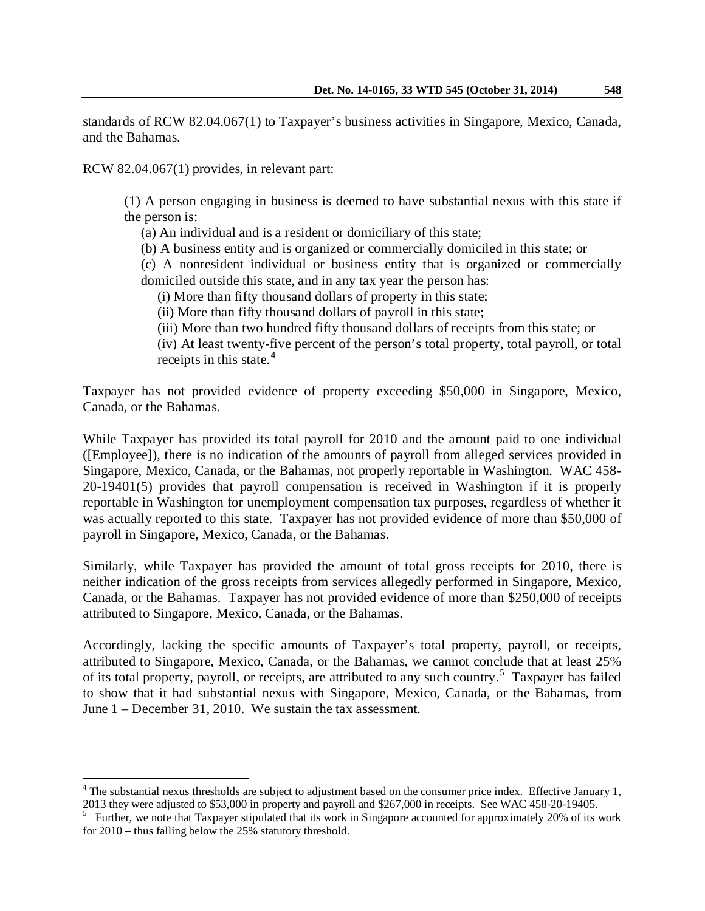standards of RCW 82.04.067(1) to Taxpayer's business activities in Singapore, Mexico, Canada, and the Bahamas.

RCW 82.04.067(1) provides, in relevant part:

> (1) A person engaging in business is deemed to have substantial nexus with this state if the person is:
>
> (a) An individual and is a resident or domiciliary of this state;
>
> (b) A business entity and is organized or commercially domiciled in this state; or
>
> (c) A nonresident individual or business entity that is organized or commercially domiciled outside this state, and in any tax year the person has:
>
> (i) More than fifty thousand dollars of property in this state;
>
> (ii) More than fifty thousand dollars of payroll in this state;
>
> (iii) More than two hundred fifty thousand dollars of receipts from this state; or
>
> (iv) At least twenty-five percent of the person's total property, total payroll, or total receipts in this state.[4]

Taxpayer has not provided evidence of property exceeding $50,000 in Singapore, Mexico, Canada, or the Bahamas.

While Taxpayer has provided its total payroll for 2010 and the amount paid to one individual ([Employee]), there is no indication of the amounts of payroll from alleged services provided in Singapore, Mexico, Canada, or the Bahamas, not properly reportable in Washington. WAC 458-20-19401(5) provides that payroll compensation is received in Washington if it is properly reportable in Washington for unemployment compensation tax purposes, regardless of whether it was actually reported to this state. Taxpayer has not provided evidence of more than $50,000 of payroll in Singapore, Mexico, Canada, or the Bahamas.

Similarly, while Taxpayer has provided the amount of total gross receipts for 2010, there is neither indication of the gross receipts from services allegedly performed in Singapore, Mexico, Canada, or the Bahamas. Taxpayer has not provided evidence of more than $250,000 of receipts attributed to Singapore, Mexico, Canada, or the Bahamas.

Accordingly, lacking the specific amounts of Taxpayer's total property, payroll, or receipts, attributed to Singapore, Mexico, Canada, or the Bahamas, we cannot conclude that at least 25% of its total property, payroll, or receipts, are attributed to any such country.[5] Taxpayer has failed to show that it had substantial nexus with Singapore, Mexico, Canada, or the Bahamas, from June 1 – December 31, 2010. We sustain the tax assessment.

---

[4] The substantial nexus thresholds are subject to adjustment based on the consumer price index. Effective January 1, 2013 they were adjusted to $53,000 in property and payroll and $267,000 in receipts. See WAC 458-20-19405.

[5] Further, we note that Taxpayer stipulated that its work in Singapore accounted for approximately 20% of its work for 2010 – thus falling below the 25% statutory threshold.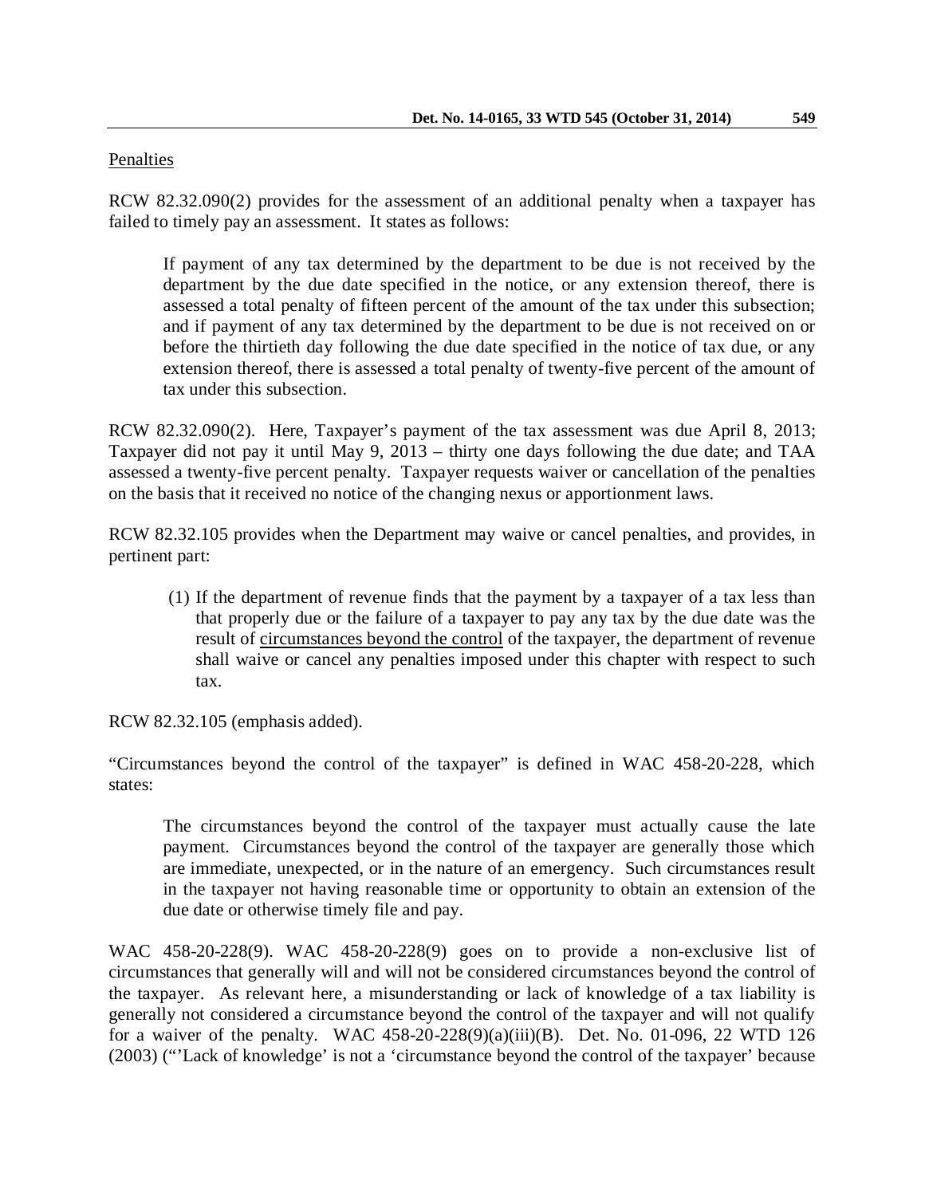Penalties

RCW 82.32.090(2) provides for the assessment of an additional penalty when a taxpayer has failed to timely pay an assessment. It states as follows:

> If payment of any tax determined by the department to be due is not received by the department by the due date specified in the notice, or any extension thereof, there is assessed a total penalty of fifteen percent of the amount of the tax under this subsection; and if payment of any tax determined by the department to be due is not received on or before the thirtieth day following the due date specified in the notice of tax due, or any extension thereof, there is assessed a total penalty of twenty-five percent of the amount of tax under this subsection.

RCW 82.32.090(2). Here, Taxpayer's payment of the tax assessment was due April 8, 2013; Taxpayer did not pay it until May 9, 2013 – thirty one days following the due date; and TAA assessed a twenty-five percent penalty. Taxpayer requests waiver or cancellation of the penalties on the basis that it received no notice of the changing nexus or apportionment laws.

RCW 82.32.105 provides when the Department may waive or cancel penalties, and provides, in pertinent part:

> (1) If the department of revenue finds that the payment by a taxpayer of a tax less than that properly due or the failure of a taxpayer to pay any tax by the due date was the result of <u>circumstances beyond the control</u> of the taxpayer, the department of revenue shall waive or cancel any penalties imposed under this chapter with respect to such tax.

RCW 82.32.105 (emphasis added).

"Circumstances beyond the control of the taxpayer" is defined in WAC 458-20-228, which states:

> The circumstances beyond the control of the taxpayer must actually cause the late payment. Circumstances beyond the control of the taxpayer are generally those which are immediate, unexpected, or in the nature of an emergency. Such circumstances result in the taxpayer not having reasonable time or opportunity to obtain an extension of the due date or otherwise timely file and pay.

WAC 458-20-228(9). WAC 458-20-228(9) goes on to provide a non-exclusive list of circumstances that generally will and will not be considered circumstances beyond the control of the taxpayer. As relevant here, a misunderstanding or lack of knowledge of a tax liability is generally not considered a circumstance beyond the control of the taxpayer and will not qualify for a waiver of the penalty. WAC 458-20-228(9)(a)(iii)(B). Det. No. 01-096, 22 WTD 126 (2003) ("'Lack of knowledge' is not a 'circumstance beyond the control of the taxpayer' because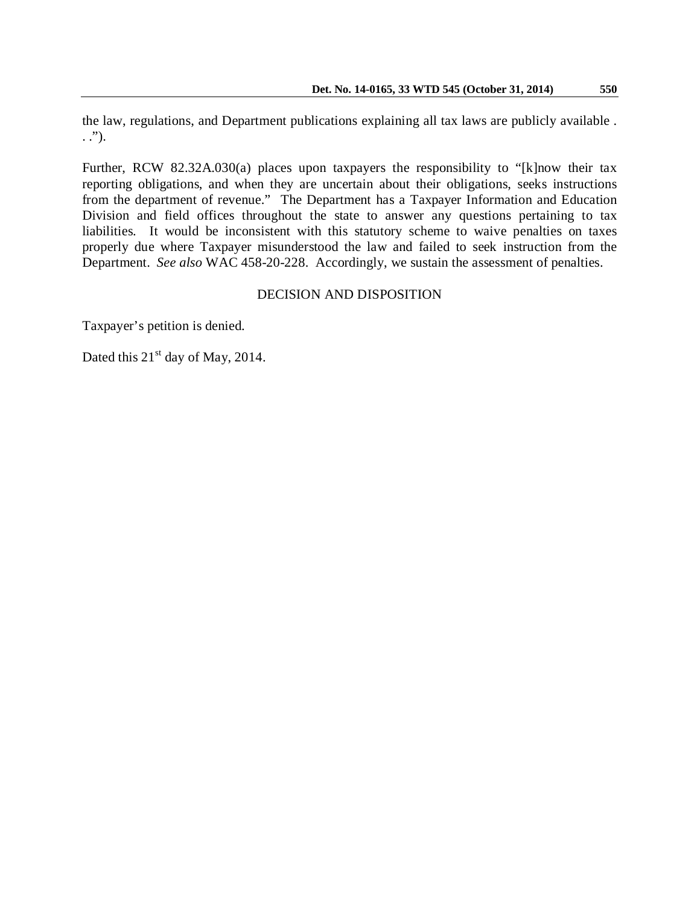the law, regulations, and Department publications explaining all tax laws are publicly available . . .").

Further, RCW 82.32A.030(a) places upon taxpayers the responsibility to "[k]now their tax reporting obligations, and when they are uncertain about their obligations, seeks instructions from the department of revenue." The Department has a Taxpayer Information and Education Division and field offices throughout the state to answer any questions pertaining to tax liabilities. It would be inconsistent with this statutory scheme to waive penalties on taxes properly due where Taxpayer misunderstood the law and failed to seek instruction from the Department. *See also* WAC 458-20-228. Accordingly, we sustain the assessment of penalties.

## DECISION AND DISPOSITION

Taxpayer's petition is denied.

Dated this 21st day of May, 2014.